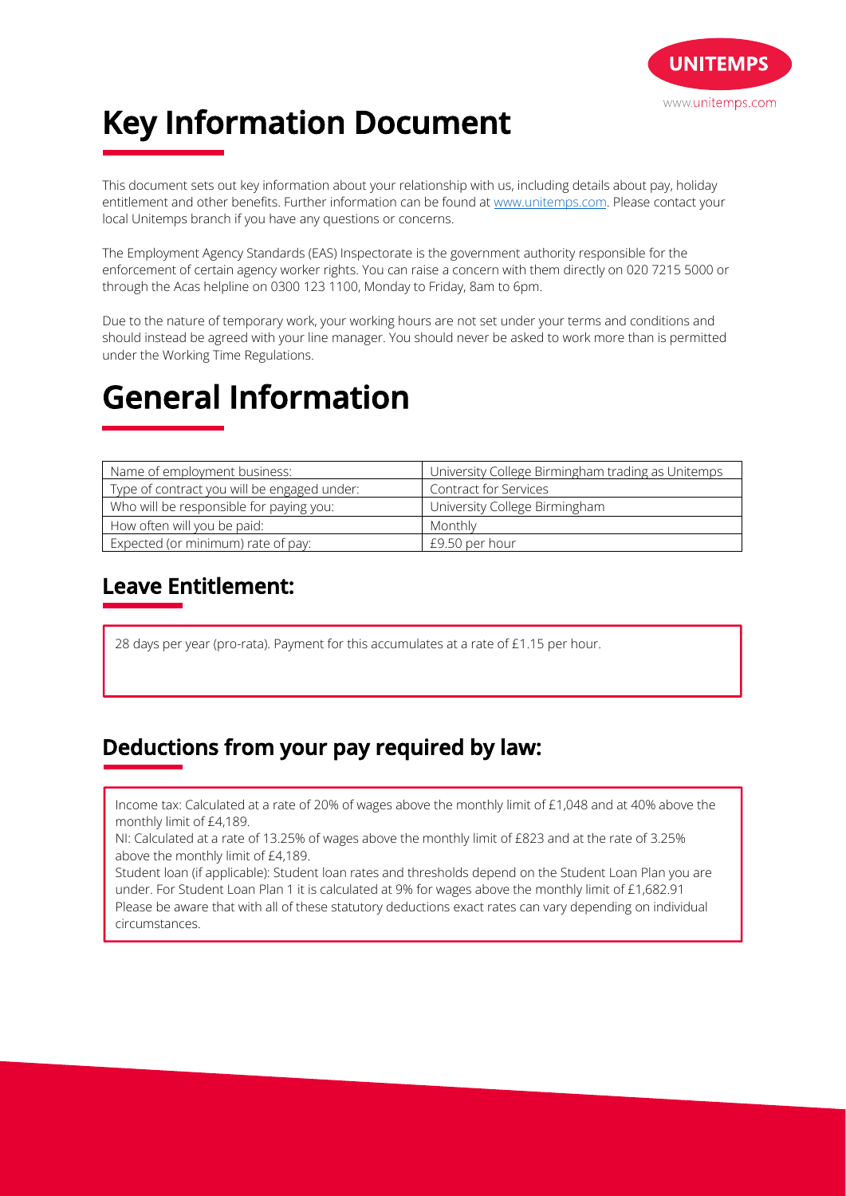# Key Information Document

This document sets out key information about your relationship with us, including details about pay, holiday entitlement and other benefits. Further information can be found at [www.unitemps.com](www.unitemps.com). Please contact your local Unitemps branch if you have any questions or concerns.

The Employment Agency Standards (EAS) Inspectorate is the government authority responsible for the enforcement of certain agency worker rights. You can raise a concern with them directly on 020 7215 5000 or through the Acas helpline on 0300 123 1100, Monday to Friday, 8am to 6pm.

Due to the nature of temporary work, your working hours are not set under your terms and conditions and should instead be agreed with your line manager. You should never be asked to work more than is permitted under the Working Time Regulations.

# General Information

| Name of employment business: | University College Birmingham trading as Unitemps |
|---|---|
| Type of contract you will be engaged under: | Contract for Services |
| Who will be responsible for paying you: | University College Birmingham |
| How often will you be paid: | Monthly |
| Expected (or minimum) rate of pay: | £9.50 per hour |

## Leave Entitlement:

28 days per year (pro-rata). Payment for this accumulates at a rate of £1.15 per hour.

## Deductions from your pay required by law:

Income tax: Calculated at a rate of 20% of wages above the monthly limit of £1,048 and at 40% above the monthly limit of £4,189.
NI: Calculated at a rate of 13.25% of wages above the monthly limit of £823 and at the rate of 3.25% above the monthly limit of £4,189.
Student loan (if applicable): Student loan rates and thresholds depend on the Student Loan Plan you are under. For Student Loan Plan 1 it is calculated at 9% for wages above the monthly limit of £1,682.91
Please be aware that with all of these statutory deductions exact rates can vary depending on individual circumstances.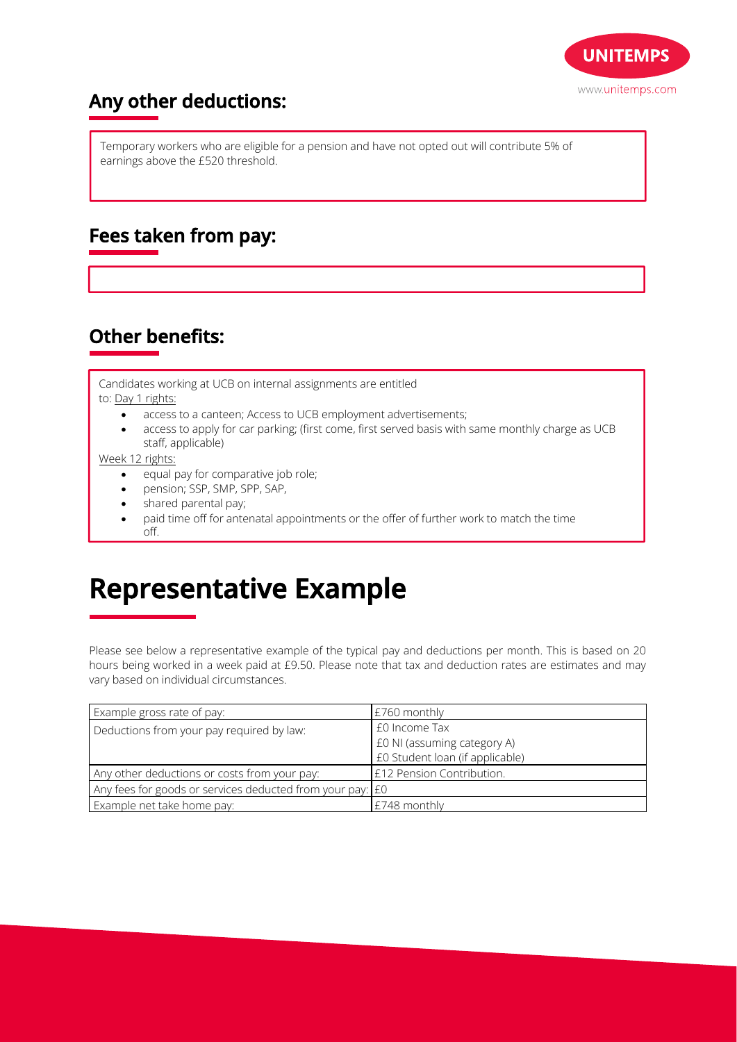## Any other deductions:

Temporary workers who are eligible for a pension and have not opted out will contribute 5% of earnings above the £520 threshold.

## Fees taken from pay:

## Other benefits:

Candidates working at UCB on internal assignments are entitled to: Day 1 rights:

- access to a canteen; Access to UCB employment advertisements;
- access to apply for car parking; (first come, first served basis with same monthly charge as UCB staff, applicable)

Week 12 rights:

- equal pay for comparative job role;
- pension; SSP, SMP, SPP, SAP,
- shared parental pay;
- paid time off for antenatal appointments or the offer of further work to match the time off.

# Representative Example

Please see below a representative example of the typical pay and deductions per month. This is based on 20 hours being worked in a week paid at £9.50. Please note that tax and deduction rates are estimates and may vary based on individual circumstances.

| | |
|---|---|
| Example gross rate of pay: | £760 monthly |
| Deductions from your pay required by law: | £0 Income Tax<br>£0 NI (assuming category A)<br>£0 Student loan (if applicable) |
| Any other deductions or costs from your pay: | £12 Pension Contribution. |
| Any fees for goods or services deducted from your pay: | £0 |
| Example net take home pay: | £748 monthly |